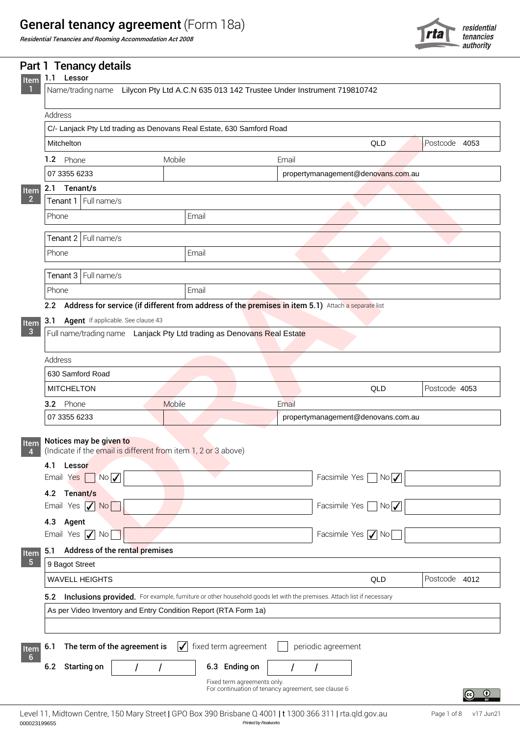# General tenancy agreement (Form 18a)

*Residential Tenancies and Rooming Accommodation Act 2008*

residential tenancies authority

## Part 1 Tenancy details

### Item 1

**1.1 Lessor**

Name/trading name: Lilycon Pty Ltd A.C.N 635 013 142 Trustee Under Instrument 719810742

Address

C/- Lanjack Pty Ltd trading as Denovans Real Estate, 630 Samford Road

Mitchelton QLD Postcode 4053

**1.2** Phone: 07 3355 6233 | Mobile: | Email: propertymanagement@denovans.com.au

### Item 2

**2.1 Tenant/s**

| Tenant 1 | Full name/s | |
|---|---|---|
| Phone | | Email |

| Tenant 2 | Full name/s | |
|---|---|---|
| Phone | | Email |

| Tenant 3 | Full name/s | |
|---|---|---|
| Phone | | Email |

**2.2 Address for service (if different from address of the premises in item 5.1)** Attach a separate list

### Item 3

**3.1 Agent** If applicable. See clause 43

Full name/trading name: Lanjack Pty Ltd trading as Denovans Real Estate

Address

630 Samford Road

MITCHELTON QLD Postcode 4053

**3.2** Phone: 07 3355 6233 | Mobile: | Email: propertymanagement@denovans.com.au

### Item 4

**Notices may be given to**

(Indicate if the email is different from item 1, 2 or 3 above)

**4.1 Lessor**

Email Yes ☐ No ☑ | Facsimile Yes ☐ No ☑

**4.2 Tenant/s**

Email Yes ☑ No ☐ | Facsimile Yes ☐ No ☑

**4.3 Agent**

Email Yes ☑ No ☐ | Facsimile Yes ☑ No ☐

### Item 5

**5.1 Address of the rental premises**

9 Bagot Street

WAVELL HEIGHTS QLD Postcode 4012

**5.2 Inclusions provided.** For example, furniture or other household goods let with the premises. Attach list if necessary

As per Video Inventory and Entry Condition Report (RTA Form 1a)

### Item 6

**6.1 The term of the agreement is** ☑ fixed term agreement ☐ periodic agreement

**6.2 Starting on** / / **6.3 Ending on** / /

Fixed term agreements only.
For continuation of tenancy agreement, see clause 6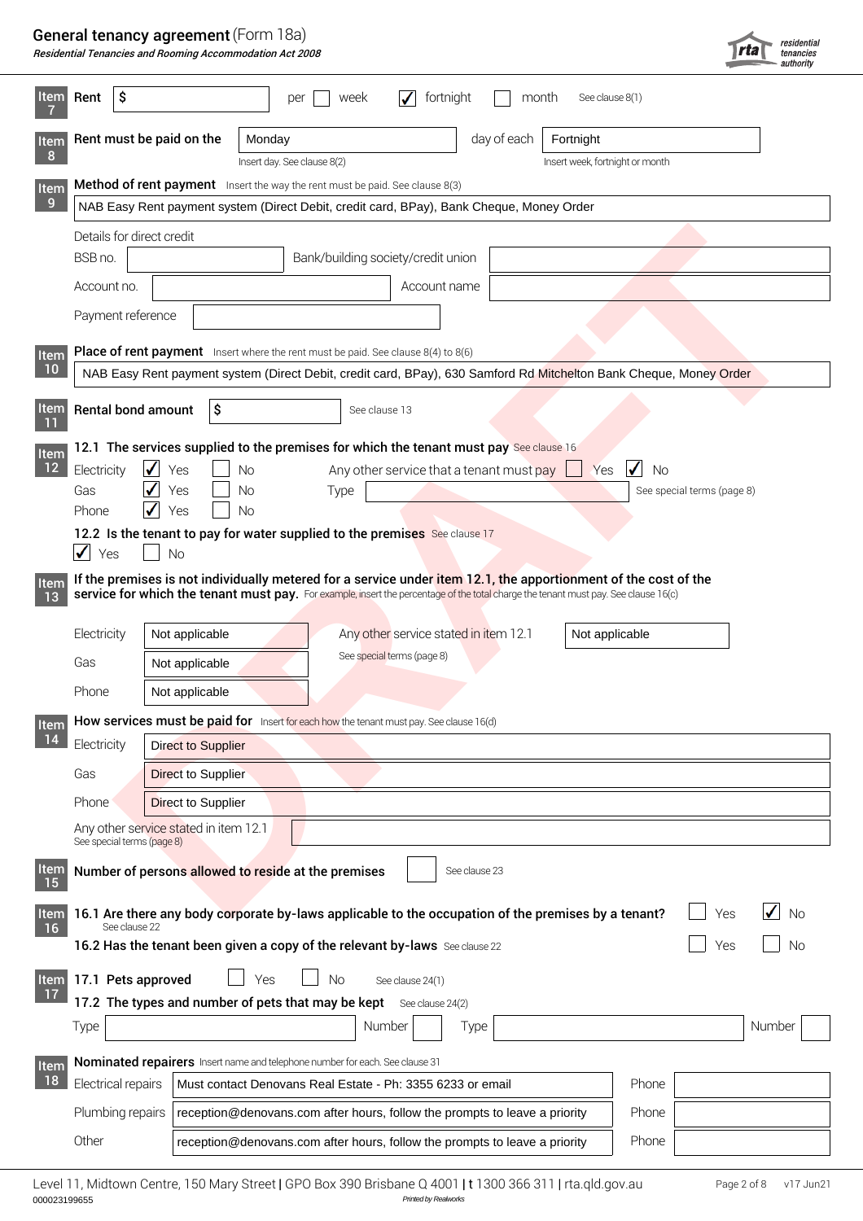# General tenancy agreement (Form 18a)

*Residential Tenancies and Rooming Accommodation Act 2008*

**Item 7** **Rent** $ ______ per ☐ week ☑ fortnight ☐ month — See clause 8(1)

**Item 8** **Rent must be paid on the** Monday (Insert day. See clause 8(2)) day of each Fortnight (Insert week, fortnight or month)

**Item 9** **Method of rent payment** Insert the way the rent must be paid. See clause 8(3)

NAB Easy Rent payment system (Direct Debit, credit card, BPay), Bank Cheque, Money Order

Details for direct credit

| BSB no. | | Bank/building society/credit union | |
|---|---|---|---|
| Account no. | | Account name | |
| Payment reference | | | |

**Item 10** **Place of rent payment** Insert where the rent must be paid. See clause 8(4) to 8(6)

NAB Easy Rent payment system (Direct Debit, credit card, BPay), 630 Samford Rd Mitchelton Bank Cheque, Money Order

**Item 11** **Rental bond amount** $ ______ See clause 13

**Item 12** **12.1 The services supplied to the premises for which the tenant must pay** See clause 16

| | Yes | No |
|---|---|---|
| Electricity | ☑ | ☐ |
| Gas | ☑ | ☐ |
| Phone | ☑ | ☐ |

Any other service that a tenant must pay ☐ Yes ☑ No

Type ______ See special terms (page 8)

**12.2 Is the tenant to pay for water supplied to the premises** See clause 17

☑ Yes ☐ No

**Item 13** **If the premises is not individually metered for a service under item 12.1, the apportionment of the cost of the service for which the tenant must pay.** For example, insert the percentage of the total charge the tenant must pay. See clause 16(c)

| | |
|---|---|
| Electricity | Not applicable |
| Gas | Not applicable |
| Phone | Not applicable |
| Any other service stated in item 12.1 (See special terms (page 8)) | Not applicable |

**Item 14** **How services must be paid for** Insert for each how the tenant must pay. See clause 16(d)

| | |
|---|---|
| Electricity | Direct to Supplier |
| Gas | Direct to Supplier |
| Phone | Direct to Supplier |
| Any other service stated in item 12.1 (See special terms (page 8)) | |

**Item 15** **Number of persons allowed to reside at the premises** ______ See clause 23

**Item 16** **16.1 Are there any body corporate by-laws applicable to the occupation of the premises by a tenant?** See clause 22 ☐ Yes ☑ No

**16.2 Has the tenant been given a copy of the relevant by-laws** See clause 22 ☐ Yes ☐ No

**Item 17** **17.1 Pets approved** ☐ Yes ☐ No See clause 24(1)

**17.2 The types and number of pets that may be kept** See clause 24(2)

| Type | Number | Type | Number |
|---|---|---|---|
| | | | |

**Item 18** **Nominated repairers** Insert name and telephone number for each. See clause 31

| | | Phone |
|---|---|---|
| Electrical repairs | Must contact Denovans Real Estate - Ph: 3355 6233 or email | |
| Plumbing repairs | reception@denovans.com after hours, follow the prompts to leave a priority | |
| Other | reception@denovans.com after hours, follow the prompts to leave a priority | |

Level 11, Midtown Centre, 150 Mary Street | GPO Box 390 Brisbane Q 4001 | t 1300 366 311 | rta.qld.gov.au

000023199655 — Printed by Realworks — v17 Jun21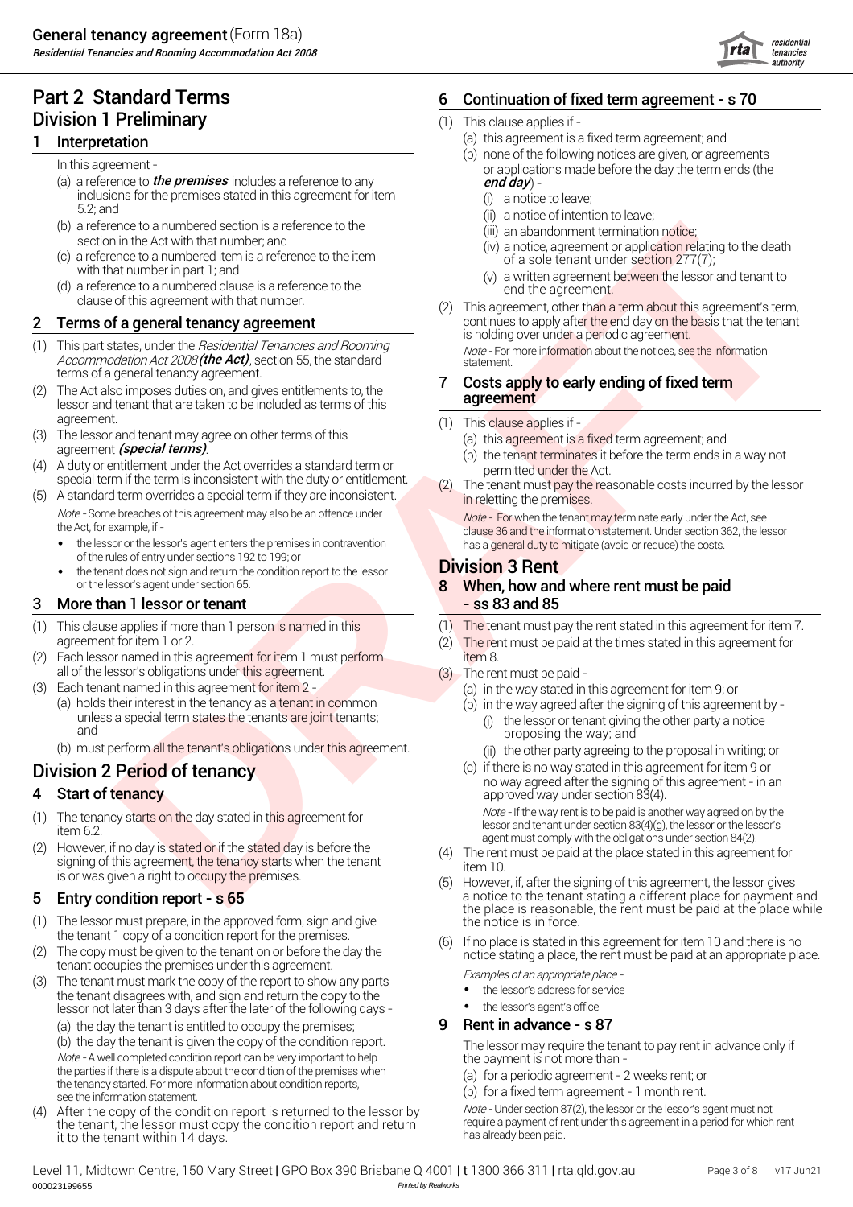# Part 2 Standard Terms

## Division 1 Preliminary

### 1 Interpretation

In this agreement -

(a) a reference to ***the premises*** includes a reference to any inclusions for the premises stated in this agreement for item 5.2; and

(b) a reference to a numbered section is a reference to the section in the Act with that number; and

(c) a reference to a numbered item is a reference to the item with that number in part 1; and

(d) a reference to a numbered clause is a reference to the clause of this agreement with that number.

### 2 Terms of a general tenancy agreement

(1) This part states, under the *Residential Tenancies and Rooming Accommodation Act 2008* ***(the Act)***, section 55, the standard terms of a general tenancy agreement.

(2) The Act also imposes duties on, and gives entitlements to, the lessor and tenant that are taken to be included as terms of this agreement.

(3) The lessor and tenant may agree on other terms of this agreement ***(special terms)***.

(4) A duty or entitlement under the Act overrides a standard term or special term if the term is inconsistent with the duty or entitlement.

(5) A standard term overrides a special term if they are inconsistent.

*Note* - Some breaches of this agreement may also be an offence under the Act, for example, if -

- the lessor or the lessor's agent enters the premises in contravention of the rules of entry under sections 192 to 199; or
- the tenant does not sign and return the condition report to the lessor or the lessor's agent under section 65.

### 3 More than 1 lessor or tenant

(1) This clause applies if more than 1 person is named in this agreement for item 1 or 2.

(2) Each lessor named in this agreement for item 1 must perform all of the lessor's obligations under this agreement.

(3) Each tenant named in this agreement for item 2 -

(a) holds their interest in the tenancy as a tenant in common unless a special term states the tenants are joint tenants; and

(b) must perform all the tenant's obligations under this agreement.

## Division 2 Period of tenancy

### 4 Start of tenancy

(1) The tenancy starts on the day stated in this agreement for item 6.2.

(2) However, if no day is stated or if the stated day is before the signing of this agreement, the tenancy starts when the tenant is or was given a right to occupy the premises.

### 5 Entry condition report - s 65

(1) The lessor must prepare, in the approved form, sign and give the tenant 1 copy of a condition report for the premises.

(2) The copy must be given to the tenant on or before the day the tenant occupies the premises under this agreement.

(3) The tenant must mark the copy of the report to show any parts the tenant disagrees with, and sign and return the copy to the lessor not later than 3 days after the later of the following days -

(a) the day the tenant is entitled to occupy the premises;

(b) the day the tenant is given the copy of the condition report.

*Note* - A well completed condition report can be very important to help the parties if there is a dispute about the condition of the premises when the tenancy started. For more information about condition reports, see the information statement.

(4) After the copy of the condition report is returned to the lessor by the tenant, the lessor must copy the condition report and return it to the tenant within 14 days.

### 6 Continuation of fixed term agreement - s 70

(1) This clause applies if -

(a) this agreement is a fixed term agreement; and

(b) none of the following notices are given, or agreements or applications made before the day the term ends (the ***end day***) -

(i) a notice to leave;

(ii) a notice of intention to leave;

(iii) an abandonment termination notice;

(iv) a notice, agreement or application relating to the death of a sole tenant under section 277(7);

(v) a written agreement between the lessor and tenant to end the agreement.

(2) This agreement, other than a term about this agreement's term, continues to apply after the end day on the basis that the tenant is holding over under a periodic agreement.

*Note* - For more information about the notices, see the information statement.

### 7 Costs apply to early ending of fixed term agreement

(1) This clause applies if -

(a) this agreement is a fixed term agreement; and

(b) the tenant terminates it before the term ends in a way not permitted under the Act.

(2) The tenant must pay the reasonable costs incurred by the lessor in reletting the premises.

*Note* - For when the tenant may terminate early under the Act, see clause 36 and the information statement. Under section 362, the lessor has a general duty to mitigate (avoid or reduce) the costs.

## Division 3 Rent

### 8 When, how and where rent must be paid - ss 83 and 85

(1) The tenant must pay the rent stated in this agreement for item 7.

(2) The rent must be paid at the times stated in this agreement for item 8.

(3) The rent must be paid -

(a) in the way stated in this agreement for item 9; or

(b) in the way agreed after the signing of this agreement by -

(i) the lessor or tenant giving the other party a notice proposing the way; and

(ii) the other party agreeing to the proposal in writing; or

(c) if there is no way stated in this agreement for item 9 or no way agreed after the signing of this agreement - in an approved way under section 83(4).

*Note* - If the way rent is to be paid is another way agreed on by the lessor and tenant under section 83(4)(g), the lessor or the lessor's agent must comply with the obligations under section 84(2).

(4) The rent must be paid at the place stated in this agreement for item 10.

(5) However, if, after the signing of this agreement, the lessor gives a notice to the tenant stating a different place for payment and the place is reasonable, the rent must be paid at the place while the notice is in force.

(6) If no place is stated in this agreement for item 10 and there is no notice stating a place, the rent must be paid at an appropriate place.

*Examples of an appropriate place* -

- the lessor's address for service
- the lessor's agent's office

### 9 Rent in advance - s 87

The lessor may require the tenant to pay rent in advance only if the payment is not more than -

(a) for a periodic agreement - 2 weeks rent; or

(b) for a fixed term agreement - 1 month rent.

*Note* - Under section 87(2), the lessor or the lessor's agent must not require a payment of rent under this agreement in a period for which rent has already been paid.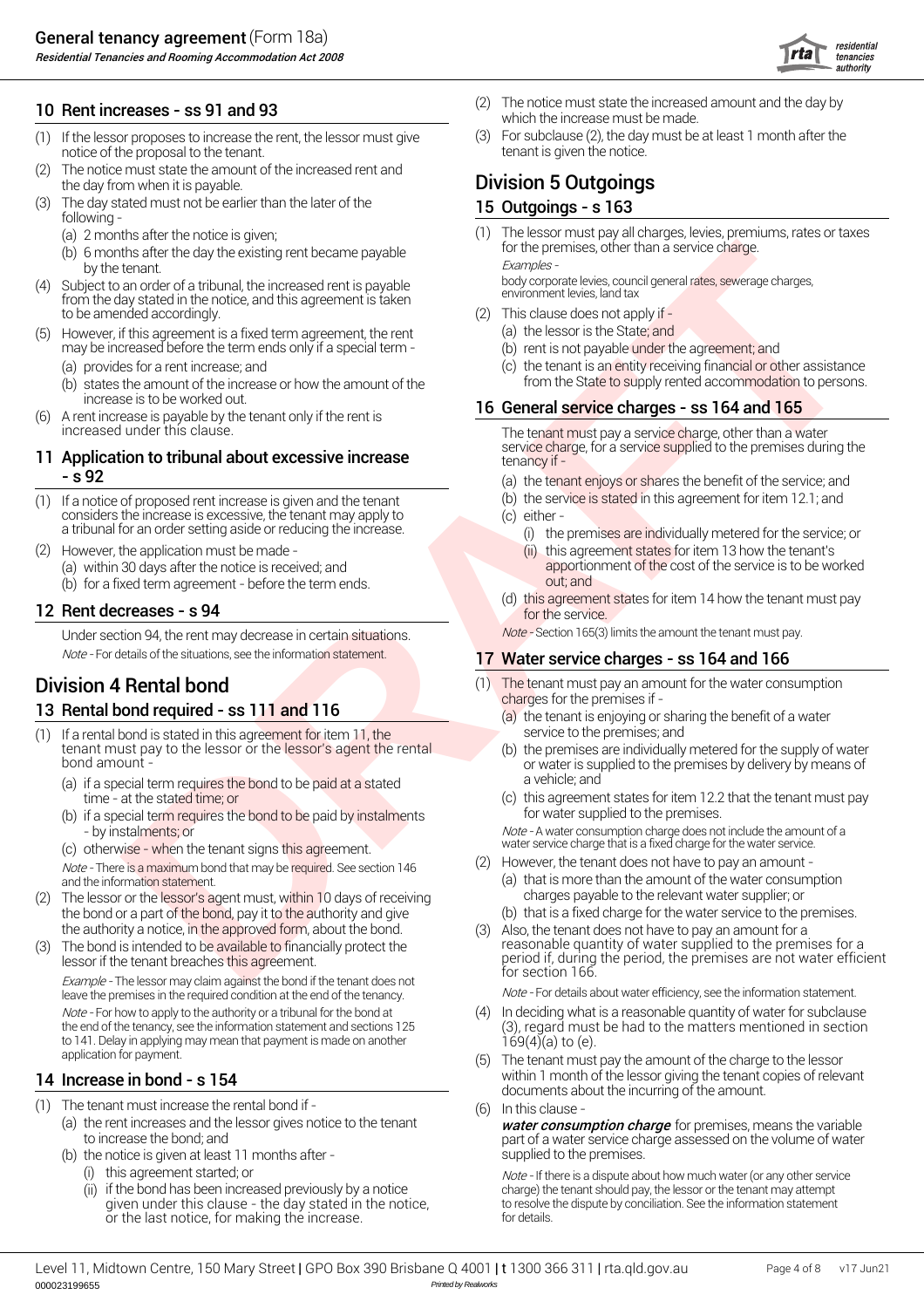## 10 Rent increases - ss 91 and 93

(1) If the lessor proposes to increase the rent, the lessor must give notice of the proposal to the tenant.

(2) The notice must state the amount of the increased rent and the day from when it is payable.

(3) The day stated must not be earlier than the later of the following -

(a) 2 months after the notice is given;

(b) 6 months after the day the existing rent became payable by the tenant.

(4) Subject to an order of a tribunal, the increased rent is payable from the day stated in the notice, and this agreement is taken to be amended accordingly.

(5) However, if this agreement is a fixed term agreement, the rent may be increased before the term ends only if a special term -

(a) provides for a rent increase; and

(b) states the amount of the increase or how the amount of the increase is to be worked out.

(6) A rent increase is payable by the tenant only if the rent is increased under this clause.

## 11 Application to tribunal about excessive increase - s 92

(1) If a notice of proposed rent increase is given and the tenant considers the increase is excessive, the tenant may apply to a tribunal for an order setting aside or reducing the increase.

(2) However, the application must be made -

(a) within 30 days after the notice is received; and

(b) for a fixed term agreement - before the term ends.

## 12 Rent decreases - s 94

Under section 94, the rent may decrease in certain situations.

*Note* - For details of the situations, see the information statement.

# Division 4 Rental bond

## 13 Rental bond required - ss 111 and 116

(1) If a rental bond is stated in this agreement for item 11, the tenant must pay to the lessor or the lessor's agent the rental bond amount -

(a) if a special term requires the bond to be paid at a stated time - at the stated time; or

(b) if a special term requires the bond to be paid by instalments - by instalments; or

(c) otherwise - when the tenant signs this agreement.

*Note* - There is a maximum bond that may be required. See section 146 and the information statement.

(2) The lessor or the lessor's agent must, within 10 days of receiving the bond or a part of the bond, pay it to the authority and give the authority a notice, in the approved form, about the bond.

(3) The bond is intended to be available to financially protect the lessor if the tenant breaches this agreement.

*Example* - The lessor may claim against the bond if the tenant does not leave the premises in the required condition at the end of the tenancy.

*Note* - For how to apply to the authority or a tribunal for the bond at the end of the tenancy, see the information statement and sections 125 to 141. Delay in applying may mean that payment is made on another application for payment.

## 14 Increase in bond - s 154

(1) The tenant must increase the rental bond if -

(a) the rent increases and the lessor gives notice to the tenant to increase the bond; and

(b) the notice is given at least 11 months after -

(i) this agreement started; or

(ii) if the bond has been increased previously by a notice given under this clause - the day stated in the notice, or the last notice, for making the increase.

(2) The notice must state the increased amount and the day by which the increase must be made.

(3) For subclause (2), the day must be at least 1 month after the tenant is given the notice.

# Division 5 Outgoings

## 15 Outgoings - s 163

(1) The lessor must pay all charges, levies, premiums, rates or taxes for the premises, other than a service charge.

*Examples* -
body corporate levies, council general rates, sewerage charges, environment levies, land tax

(2) This clause does not apply if -

(a) the lessor is the State; and

(b) rent is not payable under the agreement; and

(c) the tenant is an entity receiving financial or other assistance from the State to supply rented accommodation to persons.

## 16 General service charges - ss 164 and 165

The tenant must pay a service charge, other than a water service charge, for a service supplied to the premises during the tenancy if -

(a) the tenant enjoys or shares the benefit of the service; and

(b) the service is stated in this agreement for item 12.1; and

(c) either -

(i) the premises are individually metered for the service; or

(ii) this agreement states for item 13 how the tenant's apportionment of the cost of the service is to be worked out; and

(d) this agreement states for item 14 how the tenant must pay for the service.

*Note* - Section 165(3) limits the amount the tenant must pay.

## 17 Water service charges - ss 164 and 166

(1) The tenant must pay an amount for the water consumption charges for the premises if -

(a) the tenant is enjoying or sharing the benefit of a water service to the premises; and

(b) the premises are individually metered for the supply of water or water is supplied to the premises by delivery by means of a vehicle; and

(c) this agreement states for item 12.2 that the tenant must pay for water supplied to the premises.

*Note* - A water consumption charge does not include the amount of a water service charge that is a fixed charge for the water service.

(2) However, the tenant does not have to pay an amount -

(a) that is more than the amount of the water consumption charges payable to the relevant water supplier; or

(b) that is a fixed charge for the water service to the premises.

(3) Also, the tenant does not have to pay an amount for a reasonable quantity of water supplied to the premises for a period if, during the period, the premises are not water efficient for section 166.

*Note* - For details about water efficiency, see the information statement.

(4) In deciding what is a reasonable quantity of water for subclause (3), regard must be had to the matters mentioned in section 169(4)(a) to (e).

(5) The tenant must pay the amount of the charge to the lessor within 1 month of the lessor giving the tenant copies of relevant documents about the incurring of the amount.

(6) In this clause -

***water consumption charge*** for premises, means the variable part of a water service charge assessed on the volume of water supplied to the premises.

*Note* - If there is a dispute about how much water (or any other service charge) the tenant should pay, the lessor or the tenant may attempt to resolve the dispute by conciliation. See the information statement for details.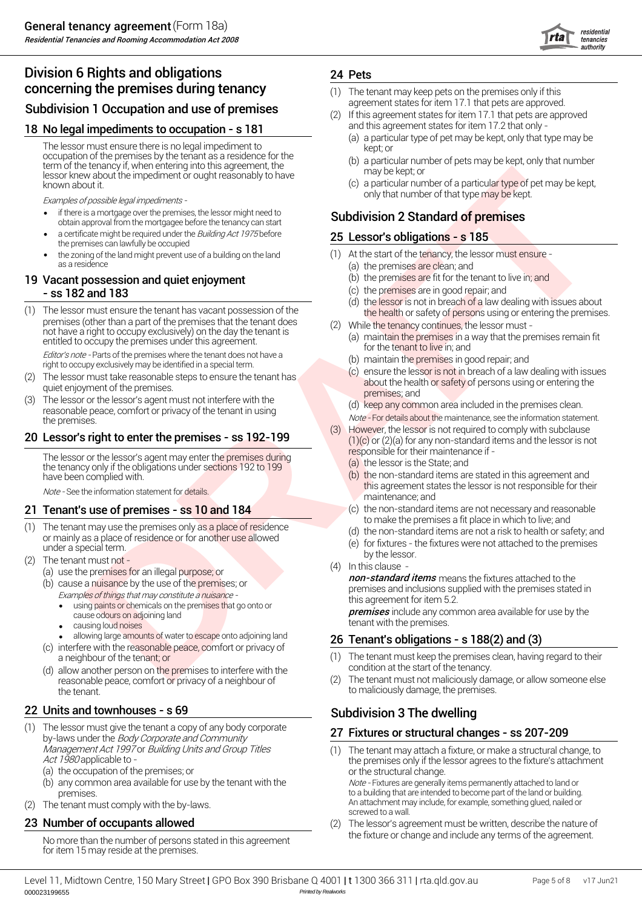## Division 6 Rights and obligations concerning the premises during tenancy

### Subdivision 1 Occupation and use of premises

### 18 No legal impediments to occupation - s 181

The lessor must ensure there is no legal impediment to occupation of the premises by the tenant as a residence for the term of the tenancy if, when entering into this agreement, the lessor knew about the impediment or ought reasonably to have known about it.

*Examples of possible legal impediments -*

- if there is a mortgage over the premises, the lessor might need to obtain approval from the mortgagee before the tenancy can start
- a certificate might be required under the *Building Act 1975* before the premises can lawfully be occupied
- the zoning of the land might prevent use of a building on the land as a residence

### 19 Vacant possession and quiet enjoyment - ss 182 and 183

(1) The lessor must ensure the tenant has vacant possession of the premises (other than a part of the premises that the tenant does not have a right to occupy exclusively) on the day the tenant is entitled to occupy the premises under this agreement.

*Editor's note* - Parts of the premises where the tenant does not have a right to occupy exclusively may be identified in a special term.

(2) The lessor must take reasonable steps to ensure the tenant has quiet enjoyment of the premises.

(3) The lessor or the lessor's agent must not interfere with the reasonable peace, comfort or privacy of the tenant in using the premises.

### 20 Lessor's right to enter the premises - ss 192-199

The lessor or the lessor's agent may enter the premises during the tenancy only if the obligations under sections 192 to 199 have been complied with.

*Note* - See the information statement for details.

### 21 Tenant's use of premises - ss 10 and 184

(1) The tenant may use the premises only as a place of residence or mainly as a place of residence or for another use allowed under a special term.

(2) The tenant must not -
  (a) use the premises for an illegal purpose; or
  (b) cause a nuisance by the use of the premises; or
  *Examples of things that may constitute a nuisance -*
  - using paints or chemicals on the premises that go onto or cause odours on adjoining land
  - causing loud noises
  - allowing large amounts of water to escape onto adjoining land

  (c) interfere with the reasonable peace, comfort or privacy of a neighbour of the tenant; or
  (d) allow another person on the premises to interfere with the reasonable peace, comfort or privacy of a neighbour of the tenant.

### 22 Units and townhouses - s 69

(1) The lessor must give the tenant a copy of any body corporate by-laws under the *Body Corporate and Community Management Act 1997* or *Building Units and Group Titles Act 1980* applicable to -
  (a) the occupation of the premises; or
  (b) any common area available for use by the tenant with the premises.

(2) The tenant must comply with the by-laws.

### 23 Number of occupants allowed

No more than the number of persons stated in this agreement for item 15 may reside at the premises.

### 24 Pets

(1) The tenant may keep pets on the premises only if this agreement states for item 17.1 that pets are approved.

(2) If this agreement states for item 17.1 that pets are approved and this agreement states for item 17.2 that only -
  (a) a particular type of pet may be kept, only that type may be kept; or
  (b) a particular number of pets may be kept, only that number may be kept; or
  (c) a particular number of a particular type of pet may be kept, only that number of that type may be kept.

### Subdivision 2 Standard of premises

### 25 Lessor's obligations - s 185

(1) At the start of the tenancy, the lessor must ensure -
  (a) the premises are clean; and
  (b) the premises are fit for the tenant to live in; and
  (c) the premises are in good repair; and
  (d) the lessor is not in breach of a law dealing with issues about the health or safety of persons using or entering the premises.

(2) While the tenancy continues, the lessor must -
  (a) maintain the premises in a way that the premises remain fit for the tenant to live in; and
  (b) maintain the premises in good repair; and
  (c) ensure the lessor is not in breach of a law dealing with issues about the health or safety of persons using or entering the premises; and
  (d) keep any common area included in the premises clean.

*Note* - For details about the maintenance, see the information statement.

(3) However, the lessor is not required to comply with subclause (1)(c) or (2)(a) for any non-standard items and the lessor is not responsible for their maintenance if -
  (a) the lessor is the State; and
  (b) the non-standard items are stated in this agreement and this agreement states the lessor is not responsible for their maintenance; and
  (c) the non-standard items are not necessary and reasonable to make the premises a fit place in which to live; and
  (d) the non-standard items are not a risk to health or safety; and
  (e) for fixtures - the fixtures were not attached to the premises by the lessor.

(4) In this clause -

***non-standard items*** means the fixtures attached to the premises and inclusions supplied with the premises stated in this agreement for item 5.2.

***premises*** include any common area available for use by the tenant with the premises.

### 26 Tenant's obligations - s 188(2) and (3)

(1) The tenant must keep the premises clean, having regard to their condition at the start of the tenancy.

(2) The tenant must not maliciously damage, or allow someone else to maliciously damage, the premises.

### Subdivision 3 The dwelling

### 27 Fixtures or structural changes - ss 207-209

(1) The tenant may attach a fixture, or make a structural change, to the premises only if the lessor agrees to the fixture's attachment or the structural change.

*Note* - Fixtures are generally items permanently attached to land or to a building that are intended to become part of the land or building. An attachment may include, for example, something glued, nailed or screwed to a wall.

(2) The lessor's agreement must be written, describe the nature of the fixture or change and include any terms of the agreement.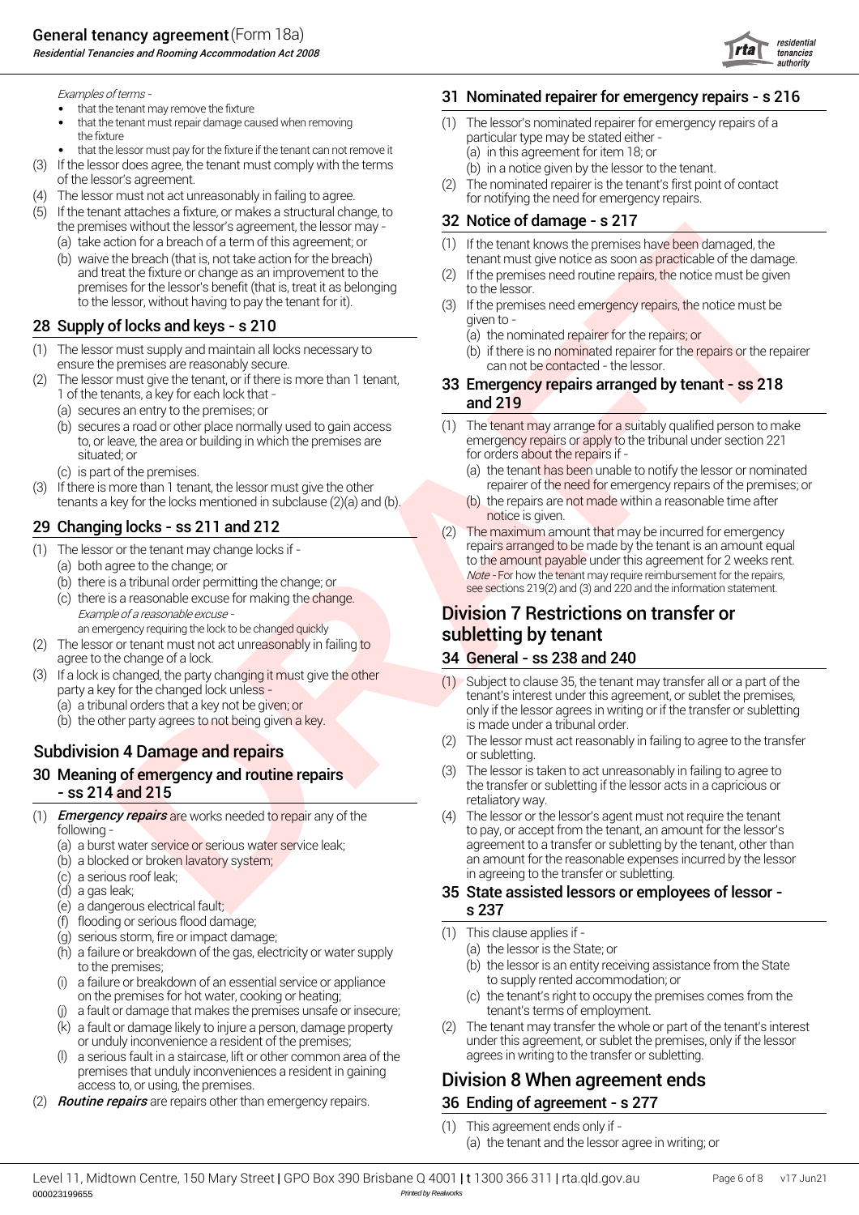*Examples of terms -*

- that the tenant may remove the fixture
- that the tenant must repair damage caused when removing the fixture
- that the lessor must pay for the fixture if the tenant can not remove it

(3) If the lessor does agree, the tenant must comply with the terms of the lessor's agreement.

(4) The lessor must not act unreasonably in failing to agree.

(5) If the tenant attaches a fixture, or makes a structural change, to the premises without the lessor's agreement, the lessor may -

(a) take action for a breach of a term of this agreement; or

(b) waive the breach (that is, not take action for the breach) and treat the fixture or change as an improvement to the premises for the lessor's benefit (that is, treat it as belonging to the lessor, without having to pay the tenant for it).

## 28 Supply of locks and keys - s 210

(1) The lessor must supply and maintain all locks necessary to ensure the premises are reasonably secure.

(2) The lessor must give the tenant, or if there is more than 1 tenant, 1 of the tenants, a key for each lock that -

(a) secures an entry to the premises; or

(b) secures a road or other place normally used to gain access to, or leave, the area or building in which the premises are situated; or

(c) is part of the premises.

(3) If there is more than 1 tenant, the lessor must give the other tenants a key for the locks mentioned in subclause (2)(a) and (b).

## 29 Changing locks - ss 211 and 212

(1) The lessor or the tenant may change locks if -

(a) both agree to the change; or

(b) there is a tribunal order permitting the change; or

(c) there is a reasonable excuse for making the change.

*Example of a reasonable excuse -*
an emergency requiring the lock to be changed quickly

(2) The lessor or tenant must not act unreasonably in failing to agree to the change of a lock.

(3) If a lock is changed, the party changing it must give the other party a key for the changed lock unless -

(a) a tribunal orders that a key not be given; or

(b) the other party agrees to not being given a key.

## Subdivision 4 Damage and repairs

## 30 Meaning of emergency and routine repairs - ss 214 and 215

(1) ***Emergency repairs*** are works needed to repair any of the following -

(a) a burst water service or serious water service leak;

(b) a blocked or broken lavatory system;

(c) a serious roof leak;

(d) a gas leak;

(e) a dangerous electrical fault;

(f) flooding or serious flood damage;

(g) serious storm, fire or impact damage;

(h) a failure or breakdown of the gas, electricity or water supply to the premises;

(i) a failure or breakdown of an essential service or appliance on the premises for hot water, cooking or heating;

(j) a fault or damage that makes the premises unsafe or insecure;

(k) a fault or damage likely to injure a person, damage property or unduly inconvenience a resident of the premises;

(l) a serious fault in a staircase, lift or other common area of the premises that unduly inconveniences a resident in gaining access to, or using, the premises.

(2) ***Routine repairs*** are repairs other than emergency repairs.

## 31 Nominated repairer for emergency repairs - s 216

(1) The lessor's nominated repairer for emergency repairs of a particular type may be stated either -

(a) in this agreement for item 18; or

(b) in a notice given by the lessor to the tenant.

(2) The nominated repairer is the tenant's first point of contact for notifying the need for emergency repairs.

## 32 Notice of damage - s 217

(1) If the tenant knows the premises have been damaged, the tenant must give notice as soon as practicable of the damage.

(2) If the premises need routine repairs, the notice must be given to the lessor.

(3) If the premises need emergency repairs, the notice must be given to -

(a) the nominated repairer for the repairs; or

(b) if there is no nominated repairer for the repairs or the repairer can not be contacted - the lessor.

## 33 Emergency repairs arranged by tenant - ss 218 and 219

(1) The tenant may arrange for a suitably qualified person to make emergency repairs or apply to the tribunal under section 221 for orders about the repairs if -

(a) the tenant has been unable to notify the lessor or nominated repairer of the need for emergency repairs of the premises; or

(b) the repairs are not made within a reasonable time after notice is given.

(2) The maximum amount that may be incurred for emergency repairs arranged to be made by the tenant is an amount equal to the amount payable under this agreement for 2 weeks rent.

*Note* - For how the tenant may require reimbursement for the repairs, see sections 219(2) and (3) and 220 and the information statement.

# Division 7 Restrictions on transfer or subletting by tenant

## 34 General - ss 238 and 240

(1) Subject to clause 35, the tenant may transfer all or a part of the tenant's interest under this agreement, or sublet the premises, only if the lessor agrees in writing or if the transfer or subletting is made under a tribunal order.

(2) The lessor must act reasonably in failing to agree to the transfer or subletting.

(3) The lessor is taken to act unreasonably in failing to agree to the transfer or subletting if the lessor acts in a capricious or retaliatory way.

(4) The lessor or the lessor's agent must not require the tenant to pay, or accept from the tenant, an amount for the lessor's agreement to a transfer or subletting by the tenant, other than an amount for the reasonable expenses incurred by the lessor in agreeing to the transfer or subletting.

## 35 State assisted lessors or employees of lessor - s 237

(1) This clause applies if -

(a) the lessor is the State; or

(b) the lessor is an entity receiving assistance from the State to supply rented accommodation; or

(c) the tenant's right to occupy the premises comes from the tenant's terms of employment.

(2) The tenant may transfer the whole or part of the tenant's interest under this agreement, or sublet the premises, only if the lessor agrees in writing to the transfer or subletting.

# Division 8 When agreement ends

## 36 Ending of agreement - s 277

(1) This agreement ends only if -

(a) the tenant and the lessor agree in writing; or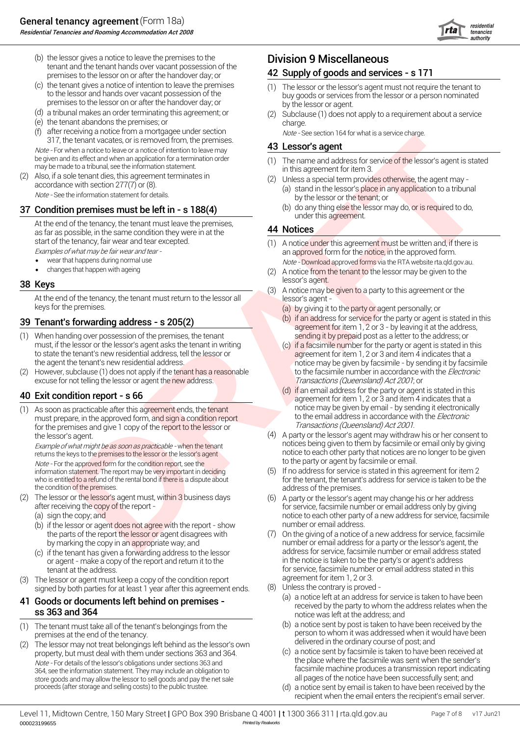(b) the lessor gives a notice to leave the premises to the tenant and the tenant hands over vacant possession of the premises to the lessor on or after the handover day; or

(c) the tenant gives a notice of intention to leave the premises to the lessor and hands over vacant possession of the premises to the lessor on or after the handover day; or

(d) a tribunal makes an order terminating this agreement; or

(e) the tenant abandons the premises; or

(f) after receiving a notice from a mortgagee under section 317, the tenant vacates, or is removed from, the premises.

*Note* - For when a notice to leave or a notice of intention to leave may be given and its effect and when an application for a termination order may be made to a tribunal, see the information statement.

(2) Also, if a sole tenant dies, this agreement terminates in accordance with section 277(7) or (8).

*Note* - See the information statement for details.

## 37 Condition premises must be left in - s 188(4)

At the end of the tenancy, the tenant must leave the premises, as far as possible, in the same condition they were in at the start of the tenancy, fair wear and tear excepted.

*Examples of what may be fair wear and tear* -

- wear that happens during normal use
- changes that happen with ageing

## 38 Keys

At the end of the tenancy, the tenant must return to the lessor all keys for the premises.

## 39 Tenant's forwarding address - s 205(2)

(1) When handing over possession of the premises, the tenant must, if the lessor or the lessor's agent asks the tenant in writing to state the tenant's new residential address, tell the lessor or the agent the tenant's new residential address.

(2) However, subclause (1) does not apply if the tenant has a reasonable excuse for not telling the lessor or agent the new address.

## 40 Exit condition report - s 66

(1) As soon as practicable after this agreement ends, the tenant must prepare, in the approved form, and sign a condition report for the premises and give 1 copy of the report to the lessor or the lessor's agent.

*Example of what might be as soon as practicable* - when the tenant returns the keys to the premises to the lessor or the lessor's agent

*Note* - For the approved form for the condition report, see the information statement. The report may be very important in deciding who is entitled to a refund of the rental bond if there is a dispute about the condition of the premises.

(2) The lessor or the lessor's agent must, within 3 business days after receiving the copy of the report -

(a) sign the copy; and

(b) if the lessor or agent does not agree with the report - show the parts of the report the lessor or agent disagrees with by marking the copy in an appropriate way; and

(c) if the tenant has given a forwarding address to the lessor or agent - make a copy of the report and return it to the tenant at the address.

(3) The lessor or agent must keep a copy of the condition report signed by both parties for at least 1 year after this agreement ends.

## 41 Goods or documents left behind on premises - ss 363 and 364

(1) The tenant must take all of the tenant's belongings from the premises at the end of the tenancy.

(2) The lessor may not treat belongings left behind as the lessor's own property, but must deal with them under sections 363 and 364.

*Note* - For details of the lessor's obligations under sections 363 and 364, see the information statement. They may include an obligation to store goods and may allow the lessor to sell goods and pay the net sale proceeds (after storage and selling costs) to the public trustee.

# Division 9 Miscellaneous

## 42 Supply of goods and services - s 171

(1) The lessor or the lessor's agent must not require the tenant to buy goods or services from the lessor or a person nominated by the lessor or agent.

(2) Subclause (1) does not apply to a requirement about a service charge.

*Note* - See section 164 for what is a service charge.

## 43 Lessor's agent

(1) The name and address for service of the lessor's agent is stated in this agreement for item 3.

(2) Unless a special term provides otherwise, the agent may -

(a) stand in the lessor's place in any application to a tribunal by the lessor or the tenant; or

(b) do any thing else the lessor may do, or is required to do, under this agreement.

## 44 Notices

(1) A notice under this agreement must be written and, if there is an approved form for the notice, in the approved form.

*Note* - Download approved forms via the RTA website rta.qld.gov.au.

(2) A notice from the tenant to the lessor may be given to the lessor's agent.

(3) A notice may be given to a party to this agreement or the lessor's agent -

(a) by giving it to the party or agent personally; or

(b) if an address for service for the party or agent is stated in this agreement for item 1, 2 or 3 - by leaving it at the address, sending it by prepaid post as a letter to the address; or

(c) if a facsimile number for the party or agent is stated in this agreement for item 1, 2 or 3 and item 4 indicates that a notice may be given by facsimile - by sending it by facsimile to the facsimile number in accordance with the *Electronic Transactions (Queensland) Act 2001*; or

(d) if an email address for the party or agent is stated in this agreement for item 1, 2 or 3 and item 4 indicates that a notice may be given by email - by sending it electronically to the email address in accordance with the *Electronic Transactions (Queensland) Act 2001*.

(4) A party or the lessor's agent may withdraw his or her consent to notices being given to them by facsimile or email only by giving notice to each other party that notices are no longer to be given to the party or agent by facsimile or email.

(5) If no address for service is stated in this agreement for item 2 for the tenant, the tenant's address for service is taken to be the address of the premises.

(6) A party or the lessor's agent may change his or her address for service, facsimile number or email address only by giving notice to each other party of a new address for service, facsimile number or email address.

(7) On the giving of a notice of a new address for service, facsimile number or email address for a party or the lessor's agent, the address for service, facsimile number or email address stated in the notice is taken to be the party's or agent's address for service, facsimile number or email address stated in this agreement for item 1, 2 or 3.

(8) Unless the contrary is proved -

(a) a notice left at an address for service is taken to have been received by the party to whom the address relates when the notice was left at the address; and

(b) a notice sent by post is taken to have been received by the person to whom it was addressed when it would have been delivered in the ordinary course of post; and

(c) a notice sent by facsimile is taken to have been received at the place where the facsimile was sent when the sender's facsimile machine produces a transmission report indicating all pages of the notice have been successfully sent; and

(d) a notice sent by email is taken to have been received by the recipient when the email enters the recipient's email server.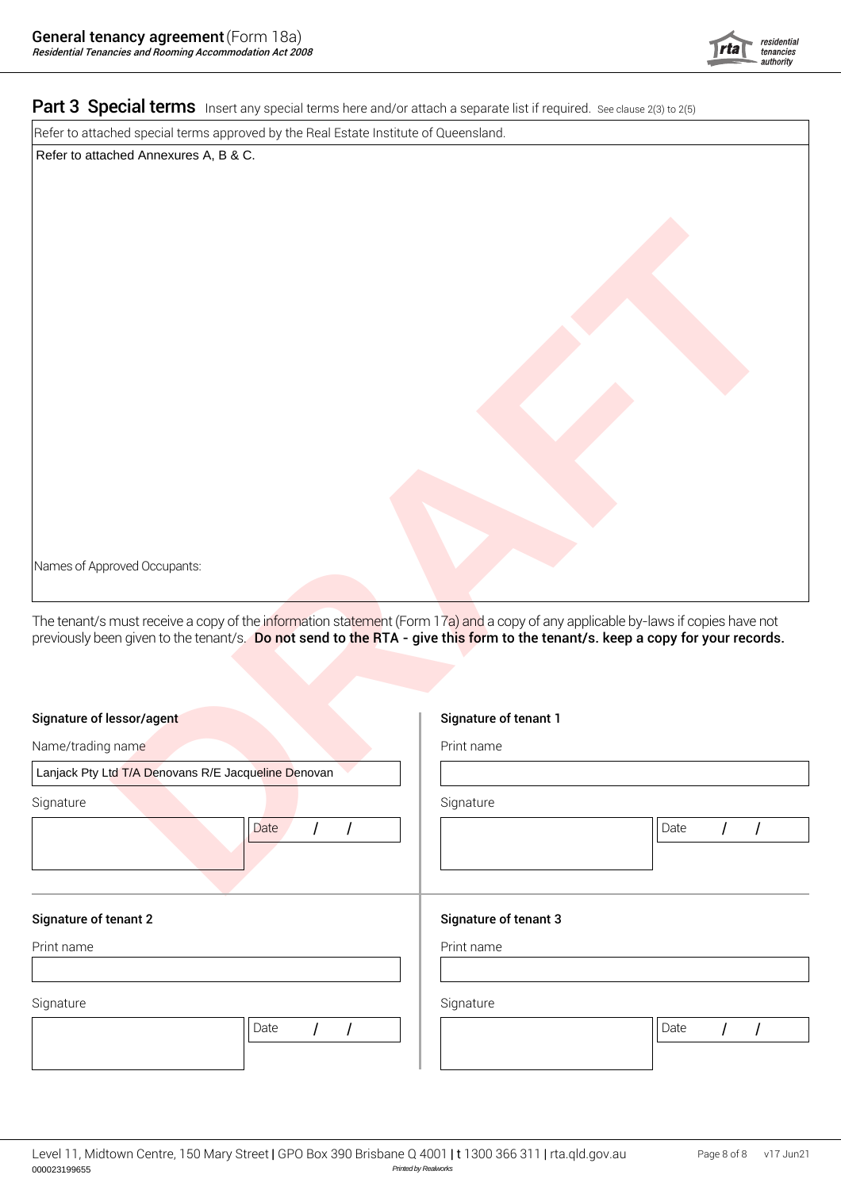## Part 3 Special terms

Insert any special terms here and/or attach a separate list if required. See clause 2(3) to 2(5)

Refer to attached special terms approved by the Real Estate Institute of Queensland.

Refer to attached Annexures A, B & C.

Names of Approved Occupants:

The tenant/s must receive a copy of the information statement (Form 17a) and a copy of any applicable by-laws if copies have not previously been given to the tenant/s. **Do not send to the RTA - give this form to the tenant/s. keep a copy for your records.**

DRAFT

**Signature of lessor/agent**

Name/trading name

Lanjack Pty Ltd T/A Denovans R/E Jacqueline Denovan

Signature

Date / /

**Signature of tenant 1**

Print name

Signature

Date / /

**Signature of tenant 2**

Print name

Signature

Date / /

**Signature of tenant 3**

Print name

Signature

Date / /

Level 11, Midtown Centre, 150 Mary Street | GPO Box 390 Brisbane Q 4001 | t 1300 366 311 | rta.qld.gov.au

000023199655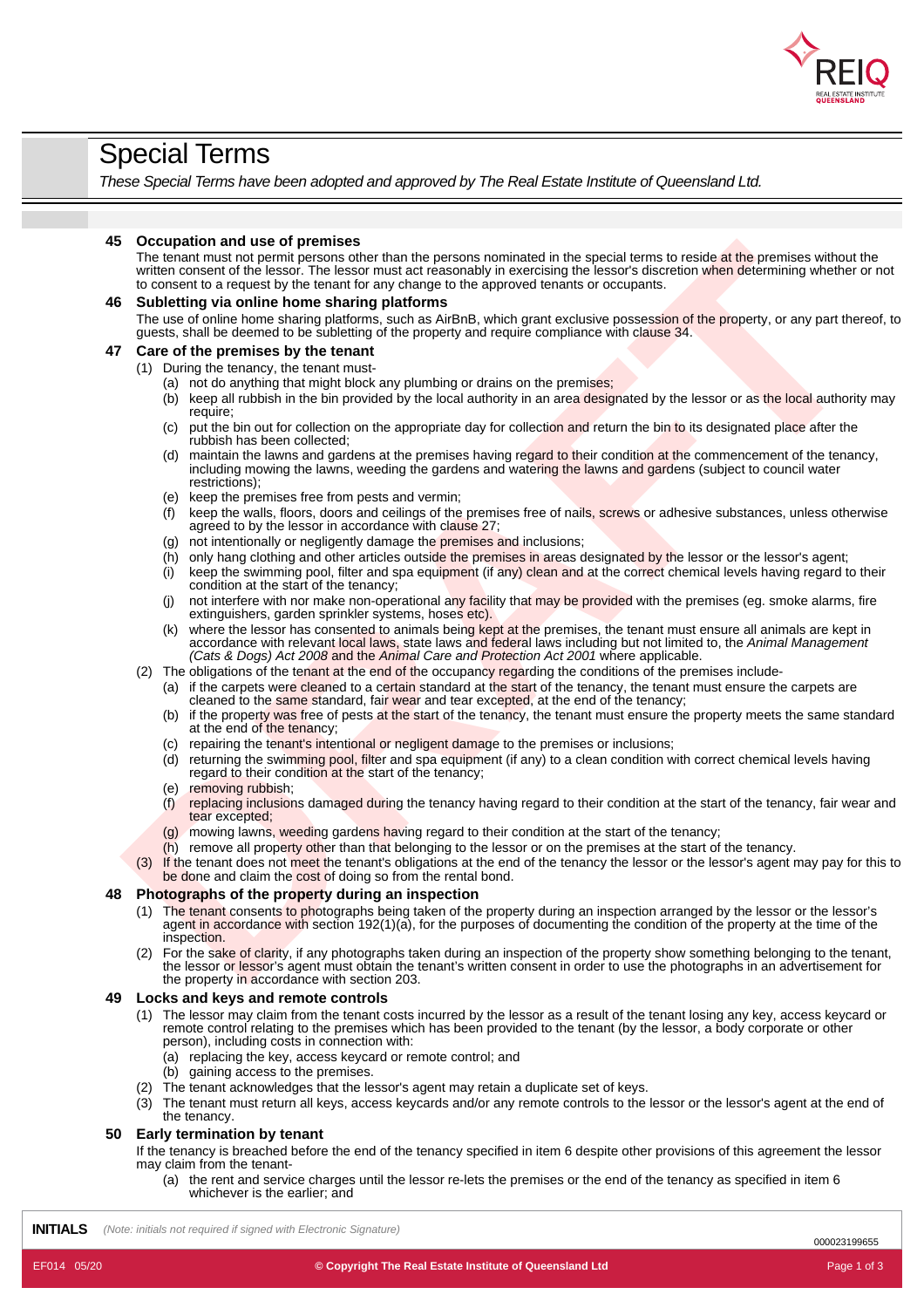# Special Terms

*These Special Terms have been adopted and approved by The Real Estate Institute of Queensland Ltd.*

### 45 Occupation and use of premises

The tenant must not permit persons other than the persons nominated in the special terms to reside at the premises without the written consent of the lessor. The lessor must act reasonably in exercising the lessor's discretion when determining whether or not to consent to a request by the tenant for any change to the approved tenants or occupants.

### 46 Subletting via online home sharing platforms

The use of online home sharing platforms, such as AirBnB, which grant exclusive possession of the property, or any part thereof, to guests, shall be deemed to be subletting of the property and require compliance with clause 34.

### 47 Care of the premises by the tenant

(1) During the tenancy, the tenant must-

- (a) not do anything that might block any plumbing or drains on the premises;
- (b) keep all rubbish in the bin provided by the local authority in an area designated by the lessor or as the local authority may require;
- (c) put the bin out for collection on the appropriate day for collection and return the bin to its designated place after the rubbish has been collected;
- (d) maintain the lawns and gardens at the premises having regard to their condition at the commencement of the tenancy, including mowing the lawns, weeding the gardens and watering the lawns and gardens (subject to council water restrictions);
- (e) keep the premises free from pests and vermin;
- (f) keep the walls, floors, doors and ceilings of the premises free of nails, screws or adhesive substances, unless otherwise agreed to by the lessor in accordance with clause 27;
- (g) not intentionally or negligently damage the premises and inclusions;
- (h) only hang clothing and other articles outside the premises in areas designated by the lessor or the lessor's agent;
- (i) keep the swimming pool, filter and spa equipment (if any) clean and at the correct chemical levels having regard to their condition at the start of the tenancy;
- (j) not interfere with nor make non-operational any facility that may be provided with the premises (eg. smoke alarms, fire extinguishers, garden sprinkler systems, hoses etc).
- (k) where the lessor has consented to animals being kept at the premises, the tenant must ensure all animals are kept in accordance with relevant local laws, state laws and federal laws including but not limited to, the *Animal Management (Cats & Dogs) Act 2008* and the *Animal Care and Protection Act 2001* where applicable.

(2) The obligations of the tenant at the end of the occupancy regarding the conditions of the premises include-

- (a) if the carpets were cleaned to a certain standard at the start of the tenancy, the tenant must ensure the carpets are cleaned to the same standard, fair wear and tear excepted, at the end of the tenancy;
- (b) if the property was free of pests at the start of the tenancy, the tenant must ensure the property meets the same standard at the end of the tenancy;
- (c) repairing the tenant's intentional or negligent damage to the premises or inclusions;
- (d) returning the swimming pool, filter and spa equipment (if any) to a clean condition with correct chemical levels having regard to their condition at the start of the tenancy;
- (e) removing rubbish;
- (f) replacing inclusions damaged during the tenancy having regard to their condition at the start of the tenancy, fair wear and tear excepted;
- (g) mowing lawns, weeding gardens having regard to their condition at the start of the tenancy;
- (h) remove all property other than that belonging to the lessor or on the premises at the start of the tenancy.

(3) If the tenant does not meet the tenant's obligations at the end of the tenancy the lessor or the lessor's agent may pay for this to be done and claim the cost of doing so from the rental bond.

### 48 Photographs of the property during an inspection

(1) The tenant consents to photographs being taken of the property during an inspection arranged by the lessor or the lessor's agent in accordance with section 192(1)(a), for the purposes of documenting the condition of the property at the time of the inspection.

(2) For the sake of clarity, if any photographs taken during an inspection of the property show something belonging to the tenant, the lessor or lessor's agent must obtain the tenant's written consent in order to use the photographs in an advertisement for the property in accordance with section 203.

### 49 Locks and keys and remote controls

(1) The lessor may claim from the tenant costs incurred by the lessor as a result of the tenant losing any key, access keycard or remote control relating to the premises which has been provided to the tenant (by the lessor, a body corporate or other person), including costs in connection with:

- (a) replacing the key, access keycard or remote control; and
- (b) gaining access to the premises.

(2) The tenant acknowledges that the lessor's agent may retain a duplicate set of keys.

(3) The tenant must return all keys, access keycards and/or any remote controls to the lessor or the lessor's agent at the end of the tenancy.

### 50 Early termination by tenant

If the tenancy is breached before the end of the tenancy specified in item 6 despite other provisions of this agreement the lessor may claim from the tenant-

- (a) the rent and service charges until the lessor re-lets the premises or the end of the tenancy as specified in item 6 whichever is the earlier; and

**INITIALS** *(Note: initials not required if signed with Electronic Signature)*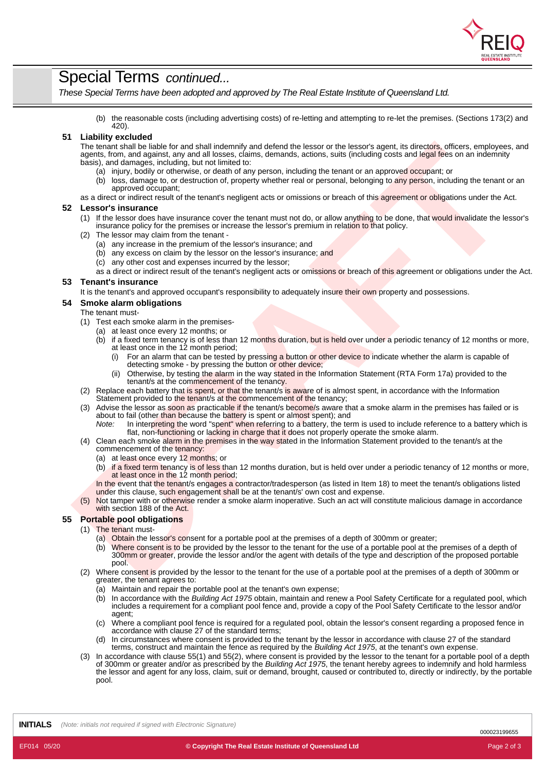# Special Terms *continued...*

*These Special Terms have been adopted and approved by The Real Estate Institute of Queensland Ltd.*

(b) the reasonable costs (including advertising costs) of re-letting and attempting to re-let the premises. (Sections 173(2) and 420).

## 51 Liability excluded

The tenant shall be liable for and shall indemnify and defend the lessor or the lessor's agent, its directors, officers, employees, and agents, from, and against, any and all losses, claims, demands, actions, suits (including costs and legal fees on an indemnity basis), and damages, including, but not limited to:

(a) injury, bodily or otherwise, or death of any person, including the tenant or an approved occupant; or

(b) loss, damage to, or destruction of, property whether real or personal, belonging to any person, including the tenant or an approved occupant;

as a direct or indirect result of the tenant's negligent acts or omissions or breach of this agreement or obligations under the Act.

## 52 Lessor's insurance

(1) If the lessor does have insurance cover the tenant must not do, or allow anything to be done, that would invalidate the lessor's insurance policy for the premises or increase the lessor's premium in relation to that policy.

(2) The lessor may claim from the tenant -

(a) any increase in the premium of the lessor's insurance; and

(b) any excess on claim by the lessor on the lessor's insurance; and

(c) any other cost and expenses incurred by the lessor;

as a direct or indirect result of the tenant's negligent acts or omissions or breach of this agreement or obligations under the Act.

## 53 Tenant's insurance

It is the tenant's and approved occupant's responsibility to adequately insure their own property and possessions.

## 54 Smoke alarm obligations

The tenant must-

(1) Test each smoke alarm in the premises-

(a) at least once every 12 months; or

(b) if a fixed term tenancy is of less than 12 months duration, but is held over under a periodic tenancy of 12 months or more, at least once in the 12 month period;

(i) For an alarm that can be tested by pressing a button or other device to indicate whether the alarm is capable of detecting smoke - by pressing the button or other device;

(ii) Otherwise, by testing the alarm in the way stated in the Information Statement (RTA Form 17a) provided to the tenant/s at the commencement of the tenancy.

(2) Replace each battery that is spent, or that the tenant/s is aware of is almost spent, in accordance with the Information Statement provided to the tenant/s at the commencement of the tenancy;

(3) Advise the lessor as soon as practicable if the tenant/s become/s aware that a smoke alarm in the premises has failed or is about to fail (other than because the battery is spent or almost spent); and

*Note:* In interpreting the word "spent" when referring to a battery, the term is used to include reference to a battery which is flat, non-functioning or lacking in charge that it does not properly operate the smoke alarm.

(4) Clean each smoke alarm in the premises in the way stated in the Information Statement provided to the tenant/s at the commencement of the tenancy:

(a) at least once every 12 months; or

(b) if a fixed term tenancy is of less than 12 months duration, but is held over under a periodic tenancy of 12 months or more, at least once in the 12 month period;

In the event that the tenant/s engages a contractor/tradesperson (as listed in Item 18) to meet the tenant/s obligations listed under this clause, such engagement shall be at the tenant/s' own cost and expense.

(5) Not tamper with or otherwise render a smoke alarm inoperative. Such an act will constitute malicious damage in accordance with section 188 of the Act.

## 55 Portable pool obligations

(1) The tenant must-

(a) Obtain the lessor's consent for a portable pool at the premises of a depth of 300mm or greater;

(b) Where consent is to be provided by the lessor to the tenant for the use of a portable pool at the premises of a depth of 300mm or greater, provide the lessor and/or the agent with details of the type and description of the proposed portable pool.

(2) Where consent is provided by the lessor to the tenant for the use of a portable pool at the premises of a depth of 300mm or greater, the tenant agrees to:

(a) Maintain and repair the portable pool at the tenant's own expense;

(b) In accordance with the *Building Act 1975* obtain, maintain and renew a Pool Safety Certificate for a regulated pool, which includes a requirement for a compliant pool fence and, provide a copy of the Pool Safety Certificate to the lessor and/or agent;

(c) Where a compliant pool fence is required for a regulated pool, obtain the lessor's consent regarding a proposed fence in accordance with clause 27 of the standard terms;

(d) In circumstances where consent is provided to the tenant by the lessor in accordance with clause 27 of the standard terms, construct and maintain the fence as required by the *Building Act 1975*, at the tenant's own expense.

(3) In accordance with clause 55(1) and 55(2), where consent is provided by the lessor to the tenant for a portable pool of a depth of 300mm or greater and/or as prescribed by the *Building Act 1975*, the tenant hereby agrees to indemnify and hold harmless the lessor and agent for any loss, claim, suit or demand, brought, caused or contributed to, directly or indirectly, by the portable pool.

**INITIALS** *(Note: initials not required if signed with Electronic Signature)*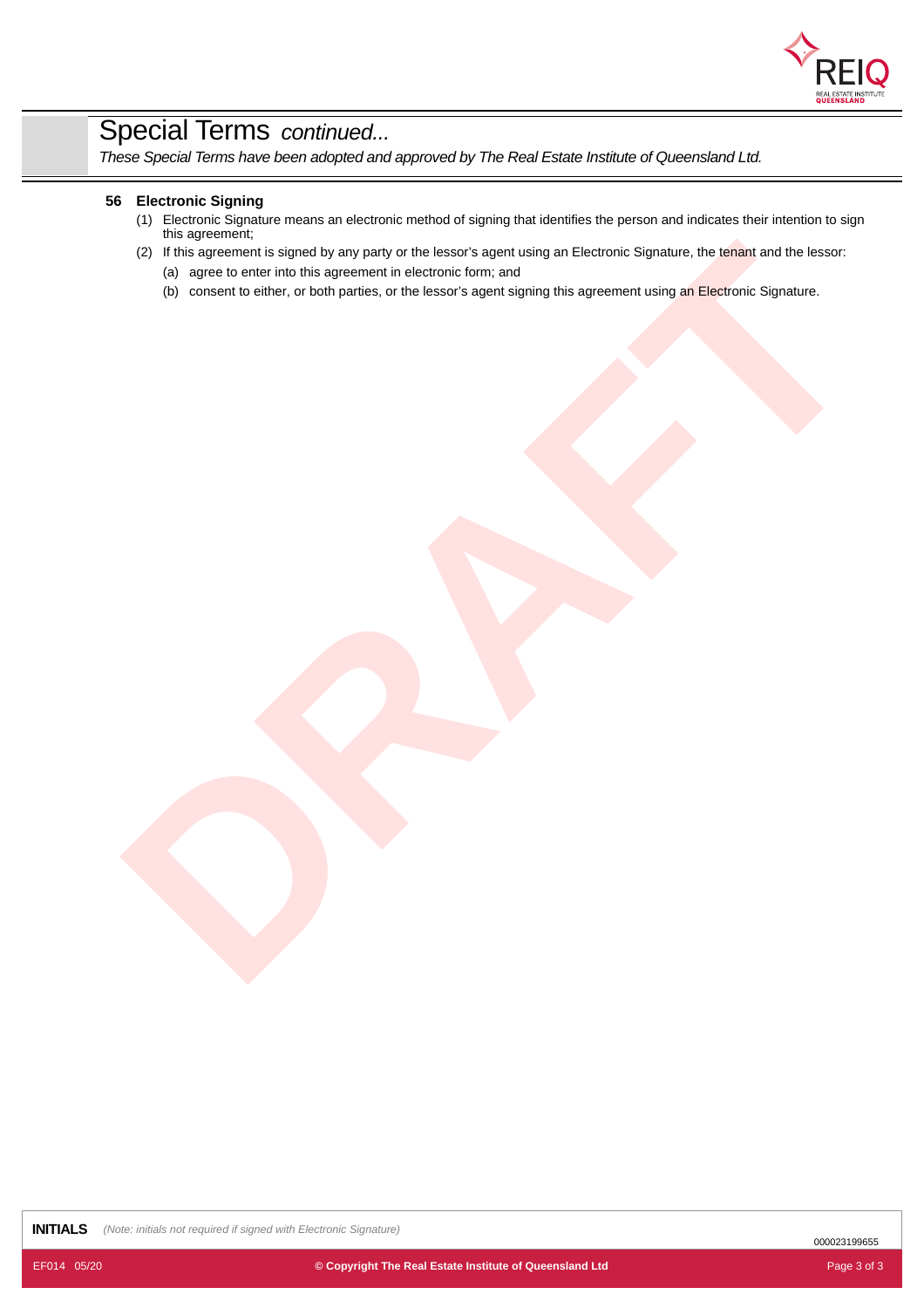# Special Terms *continued...*

*These Special Terms have been adopted and approved by The Real Estate Institute of Queensland Ltd.*

**56 Electronic Signing**

(1) Electronic Signature means an electronic method of signing that identifies the person and indicates their intention to sign this agreement;

(2) If this agreement is signed by any party or the lessor's agent using an Electronic Signature, the tenant and the lessor:

(a) agree to enter into this agreement in electronic form; and

(b) consent to either, or both parties, or the lessor's agent signing this agreement using an Electronic Signature.

**INITIALS** *(Note: initials not required if signed with Electronic Signature)*

000023199655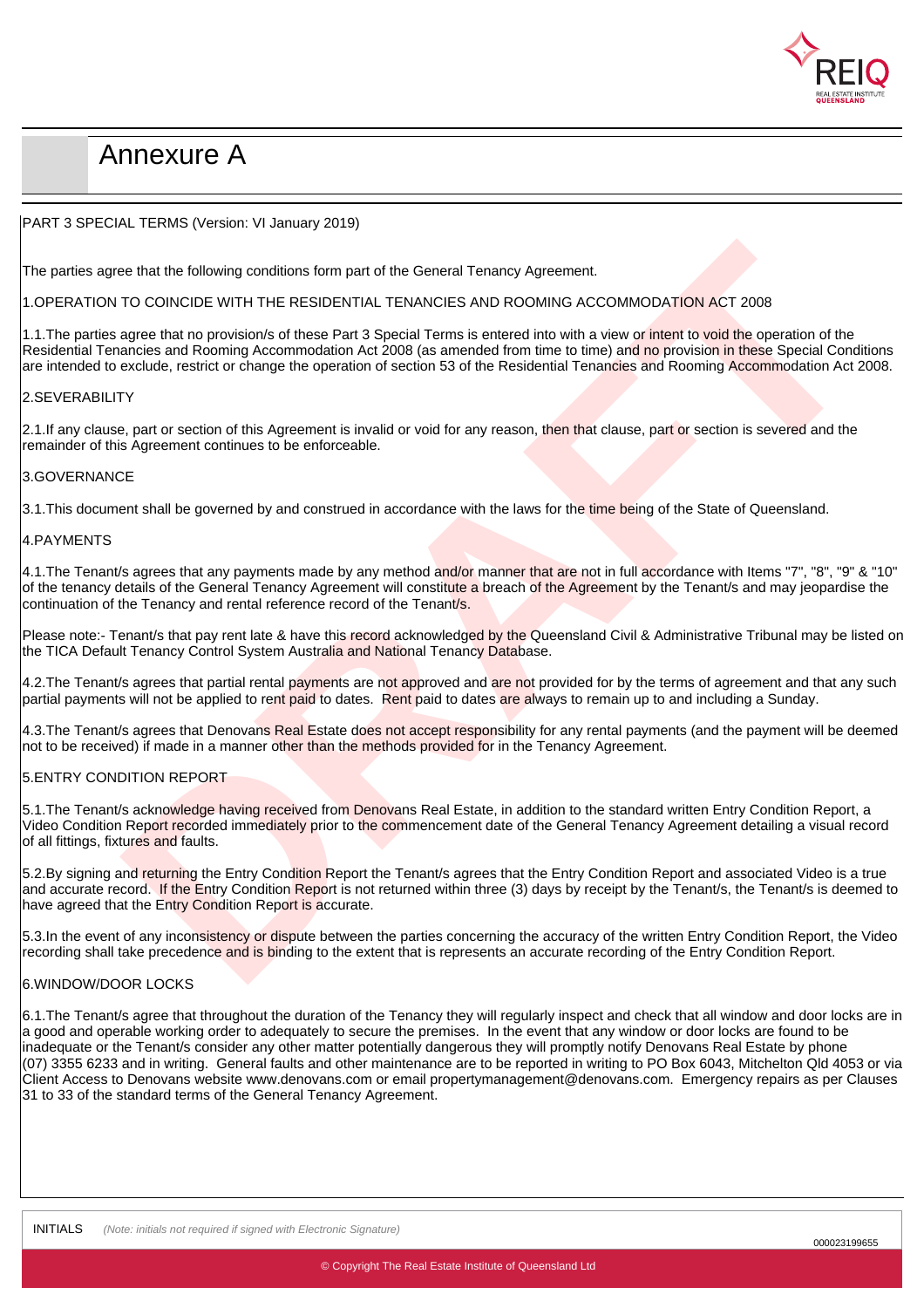# Annexure A

PART 3 SPECIAL TERMS (Version: VI January 2019)

The parties agree that the following conditions form part of the General Tenancy Agreement.

1.OPERATION TO COINCIDE WITH THE RESIDENTIAL TENANCIES AND ROOMING ACCOMMODATION ACT 2008

1.1.The parties agree that no provision/s of these Part 3 Special Terms is entered into with a view or intent to void the operation of the Residential Tenancies and Rooming Accommodation Act 2008 (as amended from time to time) and no provision in these Special Conditions are intended to exclude, restrict or change the operation of section 53 of the Residential Tenancies and Rooming Accommodation Act 2008.

2.SEVERABILITY

2.1.If any clause, part or section of this Agreement is invalid or void for any reason, then that clause, part or section is severed and the remainder of this Agreement continues to be enforceable.

3.GOVERNANCE

3.1.This document shall be governed by and construed in accordance with the laws for the time being of the State of Queensland.

4.PAYMENTS

4.1.The Tenant/s agrees that any payments made by any method and/or manner that are not in full accordance with Items "7", "8", "9" & "10" of the tenancy details of the General Tenancy Agreement will constitute a breach of the Agreement by the Tenant/s and may jeopardise the continuation of the Tenancy and rental reference record of the Tenant/s.

Please note:- Tenant/s that pay rent late & have this record acknowledged by the Queensland Civil & Administrative Tribunal may be listed on the TICA Default Tenancy Control System Australia and National Tenancy Database.

4.2.The Tenant/s agrees that partial rental payments are not approved and are not provided for by the terms of agreement and that any such partial payments will not be applied to rent paid to dates. Rent paid to dates are always to remain up to and including a Sunday.

4.3.The Tenant/s agrees that Denovans Real Estate does not accept responsibility for any rental payments (and the payment will be deemed not to be received) if made in a manner other than the methods provided for in the Tenancy Agreement.

5.ENTRY CONDITION REPORT

5.1.The Tenant/s acknowledge having received from Denovans Real Estate, in addition to the standard written Entry Condition Report, a Video Condition Report recorded immediately prior to the commencement date of the General Tenancy Agreement detailing a visual record of all fittings, fixtures and faults.

5.2.By signing and returning the Entry Condition Report the Tenant/s agrees that the Entry Condition Report and associated Video is a true and accurate record. If the Entry Condition Report is not returned within three (3) days by receipt by the Tenant/s, the Tenant/s is deemed to have agreed that the Entry Condition Report is accurate.

5.3.In the event of any inconsistency or dispute between the parties concerning the accuracy of the written Entry Condition Report, the Video recording shall take precedence and is binding to the extent that is represents an accurate recording of the Entry Condition Report.

6.WINDOW/DOOR LOCKS

6.1.The Tenant/s agree that throughout the duration of the Tenancy they will regularly inspect and check that all window and door locks are in a good and operable working order to adequately to secure the premises. In the event that any window or door locks are found to be inadequate or the Tenant/s consider any other matter potentially dangerous they will promptly notify Denovans Real Estate by phone (07) 3355 6233 and in writing. General faults and other maintenance are to be reported in writing to PO Box 6043, Mitchelton Qld 4053 or via Client Access to Denovans website www.denovans.com or email propertymanagement@denovans.com. Emergency repairs as per Clauses 31 to 33 of the standard terms of the General Tenancy Agreement.

INITIALS *(Note: initials not required if signed with Electronic Signature)*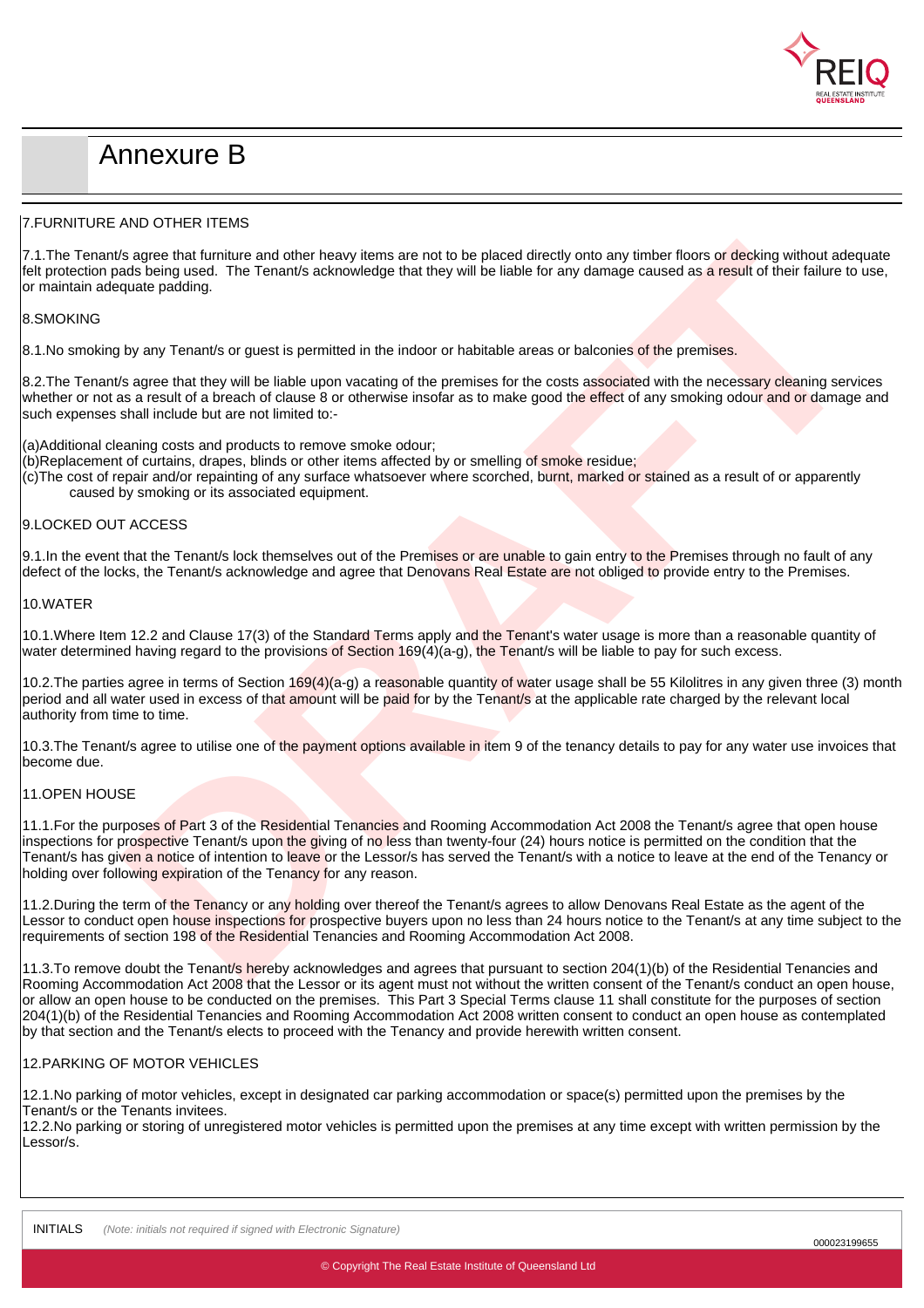# Annexure B

## 7.FURNITURE AND OTHER ITEMS

7.1.The Tenant/s agree that furniture and other heavy items are not to be placed directly onto any timber floors or decking without adequate felt protection pads being used. The Tenant/s acknowledge that they will be liable for any damage caused as a result of their failure to use, or maintain adequate padding.

## 8.SMOKING

8.1.No smoking by any Tenant/s or guest is permitted in the indoor or habitable areas or balconies of the premises.

8.2.The Tenant/s agree that they will be liable upon vacating of the premises for the costs associated with the necessary cleaning services whether or not as a result of a breach of clause 8 or otherwise insofar as to make good the effect of any smoking odour and or damage and such expenses shall include but are not limited to:-

(a)Additional cleaning costs and products to remove smoke odour;
(b)Replacement of curtains, drapes, blinds or other items affected by or smelling of smoke residue;
(c)The cost of repair and/or repainting of any surface whatsoever where scorched, burnt, marked or stained as a result of or apparently caused by smoking or its associated equipment.

## 9.LOCKED OUT ACCESS

9.1.In the event that the Tenant/s lock themselves out of the Premises or are unable to gain entry to the Premises through no fault of any defect of the locks, the Tenant/s acknowledge and agree that Denovans Real Estate are not obliged to provide entry to the Premises.

## 10.WATER

10.1.Where Item 12.2 and Clause 17(3) of the Standard Terms apply and the Tenant's water usage is more than a reasonable quantity of water determined having regard to the provisions of Section 169(4)(a-g), the Tenant/s will be liable to pay for such excess.

10.2.The parties agree in terms of Section 169(4)(a-g) a reasonable quantity of water usage shall be 55 Kilolitres in any given three (3) month period and all water used in excess of that amount will be paid for by the Tenant/s at the applicable rate charged by the relevant local authority from time to time.

10.3.The Tenant/s agree to utilise one of the payment options available in item 9 of the tenancy details to pay for any water use invoices that become due.

## 11.OPEN HOUSE

11.1.For the purposes of Part 3 of the Residential Tenancies and Rooming Accommodation Act 2008 the Tenant/s agree that open house inspections for prospective Tenant/s upon the giving of no less than twenty-four (24) hours notice is permitted on the condition that the Tenant/s has given a notice of intention to leave or the Lessor/s has served the Tenant/s with a notice to leave at the end of the Tenancy or holding over following expiration of the Tenancy for any reason.

11.2.During the term of the Tenancy or any holding over thereof the Tenant/s agrees to allow Denovans Real Estate as the agent of the Lessor to conduct open house inspections for prospective buyers upon no less than 24 hours notice to the Tenant/s at any time subject to the requirements of section 198 of the Residential Tenancies and Rooming Accommodation Act 2008.

11.3.To remove doubt the Tenant/s hereby acknowledges and agrees that pursuant to section 204(1)(b) of the Residential Tenancies and Rooming Accommodation Act 2008 that the Lessor or its agent must not without the written consent of the Tenant/s conduct an open house, or allow an open house to be conducted on the premises. This Part 3 Special Terms clause 11 shall constitute for the purposes of section 204(1)(b) of the Residential Tenancies and Rooming Accommodation Act 2008 written consent to conduct an open house as contemplated by that section and the Tenant/s elects to proceed with the Tenancy and provide herewith written consent.

## 12.PARKING OF MOTOR VEHICLES

12.1.No parking of motor vehicles, except in designated car parking accommodation or space(s) permitted upon the premises by the Tenant/s or the Tenants invitees.
12.2.No parking or storing of unregistered motor vehicles is permitted upon the premises at any time except with written permission by the Lessor/s.

INITIALS *(Note: initials not required if signed with Electronic Signature)*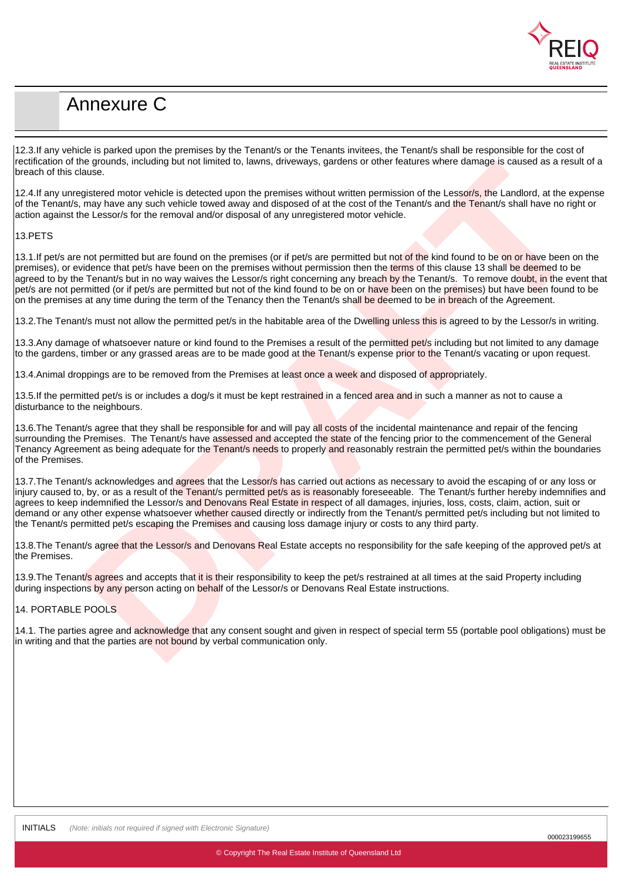# Annexure C

12.3.If any vehicle is parked upon the premises by the Tenant/s or the Tenants invitees, the Tenant/s shall be responsible for the cost of rectification of the grounds, including but not limited to, lawns, driveways, gardens or other features where damage is caused as a result of a breach of this clause.

12.4.If any unregistered motor vehicle is detected upon the premises without written permission of the Lessor/s, the Landlord, at the expense of the Tenant/s, may have any such vehicle towed away and disposed of at the cost of the Tenant/s and the Tenant/s shall have no right or action against the Lessor/s for the removal and/or disposal of any unregistered motor vehicle.

13.PETS

13.1.If pet/s are not permitted but are found on the premises (or if pet/s are permitted but not of the kind found to be on or have been on the premises), or evidence that pet/s have been on the premises without permission then the terms of this clause 13 shall be deemed to be agreed to by the Tenant/s but in no way waives the Lessor/s right concerning any breach by the Tenant/s. To remove doubt, in the event that pet/s are not permitted (or if pet/s are permitted but not of the kind found to be on or have been on the premises) but have been found to be on the premises at any time during the term of the Tenancy then the Tenant/s shall be deemed to be in breach of the Agreement.

13.2.The Tenant/s must not allow the permitted pet/s in the habitable area of the Dwelling unless this is agreed to by the Lessor/s in writing.

13.3.Any damage of whatsoever nature or kind found to the Premises a result of the permitted pet/s including but not limited to any damage to the gardens, timber or any grassed areas are to be made good at the Tenant/s expense prior to the Tenant/s vacating or upon request.

13.4.Animal droppings are to be removed from the Premises at least once a week and disposed of appropriately.

13.5.If the permitted pet/s is or includes a dog/s it must be kept restrained in a fenced area and in such a manner as not to cause a disturbance to the neighbours.

13.6.The Tenant/s agree that they shall be responsible for and will pay all costs of the incidental maintenance and repair of the fencing surrounding the Premises. The Tenant/s have assessed and accepted the state of the fencing prior to the commencement of the General Tenancy Agreement as being adequate for the Tenant/s needs to properly and reasonably restrain the permitted pet/s within the boundaries of the Premises.

13.7.The Tenant/s acknowledges and agrees that the Lessor/s has carried out actions as necessary to avoid the escaping of or any loss or injury caused to, by, or as a result of the Tenant/s permitted pet/s as is reasonably foreseeable. The Tenant/s further hereby indemnifies and agrees to keep indemnified the Lessor/s and Denovans Real Estate in respect of all damages, injuries, loss, costs, claim, action, suit or demand or any other expense whatsoever whether caused directly or indirectly from the Tenant/s permitted pet/s including but not limited to the Tenant/s permitted pet/s escaping the Premises and causing loss damage injury or costs to any third party.

13.8.The Tenant/s agree that the Lessor/s and Denovans Real Estate accepts no responsibility for the safe keeping of the approved pet/s at the Premises.

13.9.The Tenant/s agrees and accepts that it is their responsibility to keep the pet/s restrained at all times at the said Property including during inspections by any person acting on behalf of the Lessor/s or Denovans Real Estate instructions.

14. PORTABLE POOLS

14.1. The parties agree and acknowledge that any consent sought and given in respect of special term 55 (portable pool obligations) must be in writing and that the parties are not bound by verbal communication only.

INITIALS *(Note: initials not required if signed with Electronic Signature)*